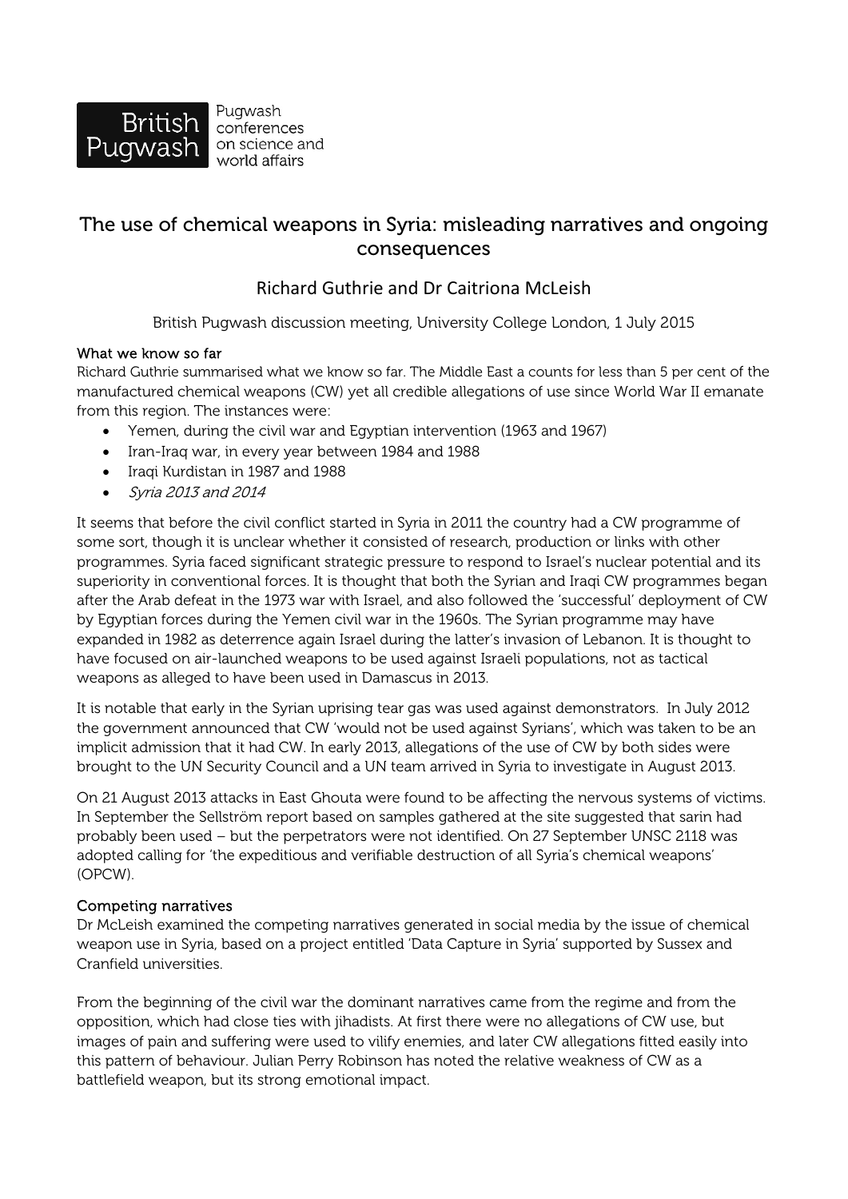British Pugwash — Pugwash conferences on science and world affairs

# The use of chemical weapons in Syria: misleading narratives and ongoing consequences

## Richard Guthrie and Dr Caitriona McLeish

British Pugwash discussion meeting, University College London, 1 July 2015

### What we know so far

Richard Guthrie summarised what we know so far. The Middle East a counts for less than 5 per cent of the manufactured chemical weapons (CW) yet all credible allegations of use since World War II emanate from this region. The instances were:

- Yemen, during the civil war and Egyptian intervention (1963 and 1967)
- Iran-Iraq war, in every year between 1984 and 1988
- Iraqi Kurdistan in 1987 and 1988
- *Syria 2013 and 2014*

It seems that before the civil conflict started in Syria in 2011 the country had a CW programme of some sort, though it is unclear whether it consisted of research, production or links with other programmes. Syria faced significant strategic pressure to respond to Israel's nuclear potential and its superiority in conventional forces. It is thought that both the Syrian and Iraqi CW programmes began after the Arab defeat in the 1973 war with Israel, and also followed the 'successful' deployment of CW by Egyptian forces during the Yemen civil war in the 1960s. The Syrian programme may have expanded in 1982 as deterrence again Israel during the latter's invasion of Lebanon. It is thought to have focused on air-launched weapons to be used against Israeli populations, not as tactical weapons as alleged to have been used in Damascus in 2013.

It is notable that early in the Syrian uprising tear gas was used against demonstrators. In July 2012 the government announced that CW 'would not be used against Syrians', which was taken to be an implicit admission that it had CW. In early 2013, allegations of the use of CW by both sides were brought to the UN Security Council and a UN team arrived in Syria to investigate in August 2013.

On 21 August 2013 attacks in East Ghouta were found to be affecting the nervous systems of victims. In September the Sellström report based on samples gathered at the site suggested that sarin had probably been used – but the perpetrators were not identified. On 27 September UNSC 2118 was adopted calling for 'the expeditious and verifiable destruction of all Syria's chemical weapons' (OPCW).

### Competing narratives

Dr McLeish examined the competing narratives generated in social media by the issue of chemical weapon use in Syria, based on a project entitled 'Data Capture in Syria' supported by Sussex and Cranfield universities.

From the beginning of the civil war the dominant narratives came from the regime and from the opposition, which had close ties with jihadists. At first there were no allegations of CW use, but images of pain and suffering were used to vilify enemies, and later CW allegations fitted easily into this pattern of behaviour. Julian Perry Robinson has noted the relative weakness of CW as a battlefield weapon, but its strong emotional impact.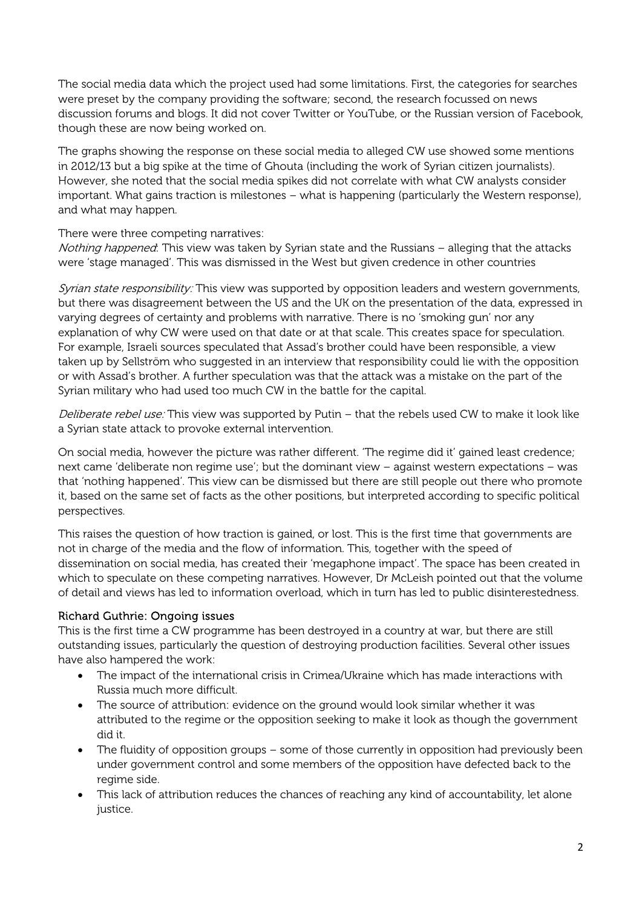The social media data which the project used had some limitations. First, the categories for searches were preset by the company providing the software; second, the research focussed on news discussion forums and blogs. It did not cover Twitter or YouTube, or the Russian version of Facebook, though these are now being worked on.

The graphs showing the response on these social media to alleged CW use showed some mentions in 2012/13 but a big spike at the time of Ghouta (including the work of Syrian citizen journalists). However, she noted that the social media spikes did not correlate with what CW analysts consider important. What gains traction is milestones – what is happening (particularly the Western response), and what may happen.

There were three competing narratives:

*Nothing happened*: This view was taken by Syrian state and the Russians – alleging that the attacks were 'stage managed'. This was dismissed in the West but given credence in other countries

*Syrian state responsibility:* This view was supported by opposition leaders and western governments, but there was disagreement between the US and the UK on the presentation of the data, expressed in varying degrees of certainty and problems with narrative. There is no 'smoking gun' nor any explanation of why CW were used on that date or at that scale. This creates space for speculation. For example, Israeli sources speculated that Assad's brother could have been responsible, a view taken up by Sellström who suggested in an interview that responsibility could lie with the opposition or with Assad's brother. A further speculation was that the attack was a mistake on the part of the Syrian military who had used too much CW in the battle for the capital.

*Deliberate rebel use:* This view was supported by Putin – that the rebels used CW to make it look like a Syrian state attack to provoke external intervention.

On social media, however the picture was rather different. 'The regime did it' gained least credence; next came 'deliberate non regime use'; but the dominant view – against western expectations – was that 'nothing happened'. This view can be dismissed but there are still people out there who promote it, based on the same set of facts as the other positions, but interpreted according to specific political perspectives.

This raises the question of how traction is gained, or lost. This is the first time that governments are not in charge of the media and the flow of information. This, together with the speed of dissemination on social media, has created their 'megaphone impact'. The space has been created in which to speculate on these competing narratives. However, Dr McLeish pointed out that the volume of detail and views has led to information overload, which in turn has led to public disinterestedness.

### Richard Guthrie: Ongoing issues

This is the first time a CW programme has been destroyed in a country at war, but there are still outstanding issues, particularly the question of destroying production facilities. Several other issues have also hampered the work:

- The impact of the international crisis in Crimea/Ukraine which has made interactions with Russia much more difficult.
- The source of attribution: evidence on the ground would look similar whether it was attributed to the regime or the opposition seeking to make it look as though the government did it.
- The fluidity of opposition groups – some of those currently in opposition had previously been under government control and some members of the opposition have defected back to the regime side.
- This lack of attribution reduces the chances of reaching any kind of accountability, let alone justice.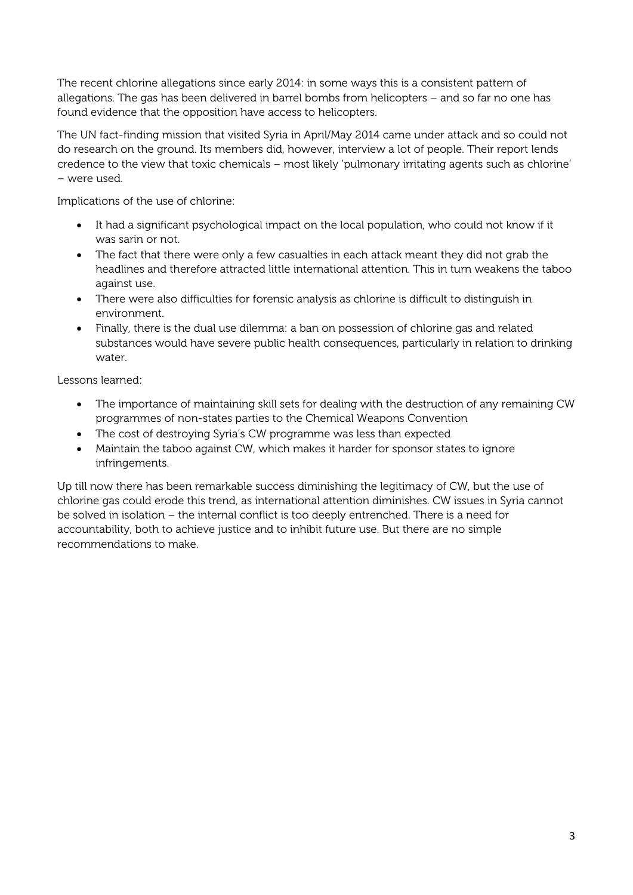The recent chlorine allegations since early 2014: in some ways this is a consistent pattern of allegations. The gas has been delivered in barrel bombs from helicopters – and so far no one has found evidence that the opposition have access to helicopters.

The UN fact-finding mission that visited Syria in April/May 2014 came under attack and so could not do research on the ground. Its members did, however, interview a lot of people. Their report lends credence to the view that toxic chemicals – most likely 'pulmonary irritating agents such as chlorine' – were used.

Implications of the use of chlorine:

- It had a significant psychological impact on the local population, who could not know if it was sarin or not.
- The fact that there were only a few casualties in each attack meant they did not grab the headlines and therefore attracted little international attention. This in turn weakens the taboo against use.
- There were also difficulties for forensic analysis as chlorine is difficult to distinguish in environment.
- Finally, there is the dual use dilemma: a ban on possession of chlorine gas and related substances would have severe public health consequences, particularly in relation to drinking water.

Lessons learned:

- The importance of maintaining skill sets for dealing with the destruction of any remaining CW programmes of non-states parties to the Chemical Weapons Convention
- The cost of destroying Syria's CW programme was less than expected
- Maintain the taboo against CW, which makes it harder for sponsor states to ignore infringements.

Up till now there has been remarkable success diminishing the legitimacy of CW, but the use of chlorine gas could erode this trend, as international attention diminishes. CW issues in Syria cannot be solved in isolation – the internal conflict is too deeply entrenched. There is a need for accountability, both to achieve justice and to inhibit future use. But there are no simple recommendations to make.